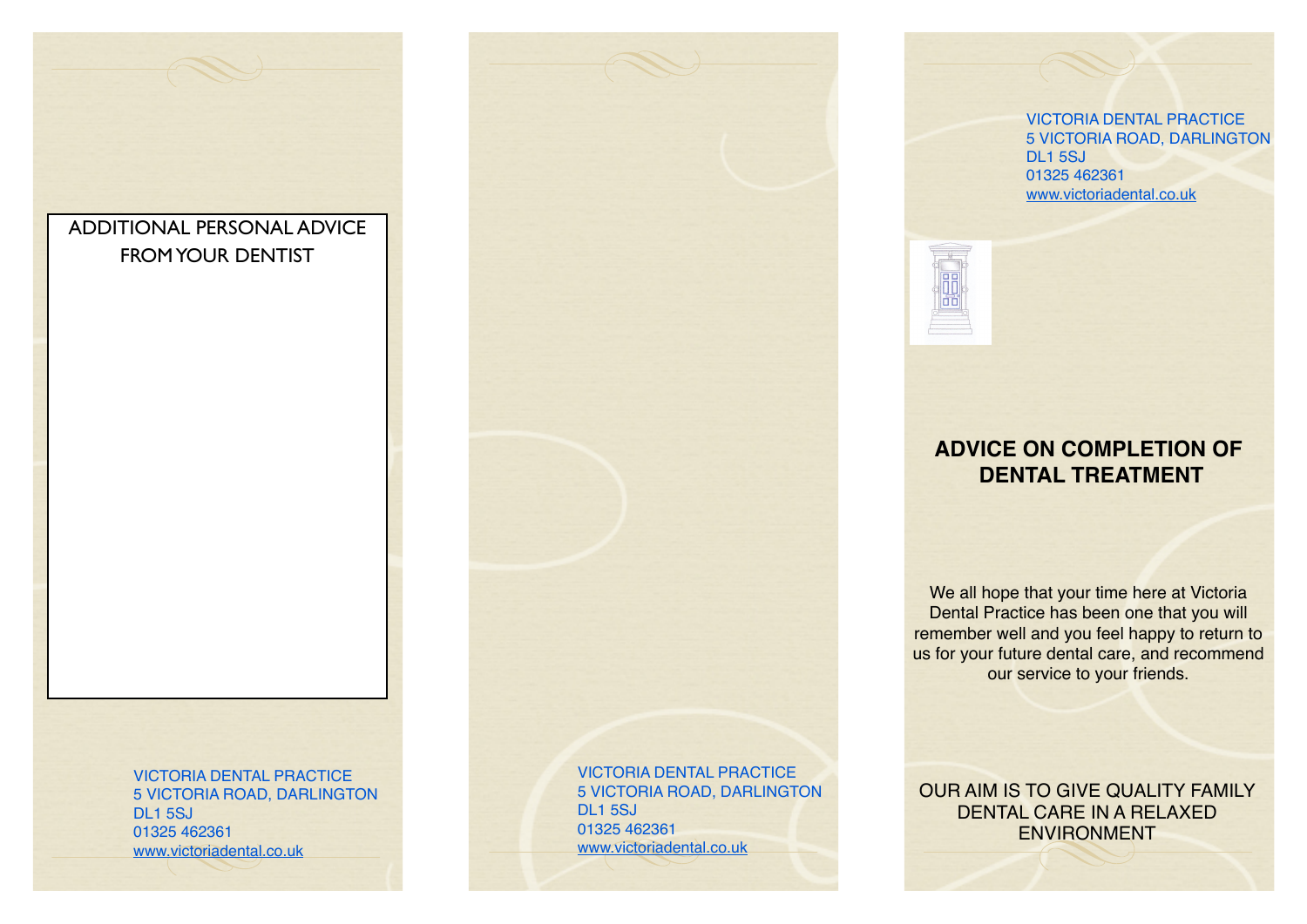## ADDITIONAL PERSONAL ADVICE FROM YOUR DENTIST

VICTORIA DENTAL PRACTICE
5 VICTORIA ROAD, DARLINGTON
DL1 5SJ
01325 462361
www.victoriadental.co.uk

VICTORIA DENTAL PRACTICE
5 VICTORIA ROAD, DARLINGTON
DL1 5SJ
01325 462361
www.victoriadental.co.uk

VICTORIA DENTAL PRACTICE
5 VICTORIA ROAD, DARLINGTON
DL1 5SJ
01325 462361
www.victoriadental.co.uk

# ADVICE ON COMPLETION OF DENTAL TREATMENT

We all hope that your time here at Victoria Dental Practice has been one that you will remember well and you feel happy to return to us for your future dental care, and recommend our service to your friends.

OUR AIM IS TO GIVE QUALITY FAMILY DENTAL CARE IN A RELAXED ENVIRONMENT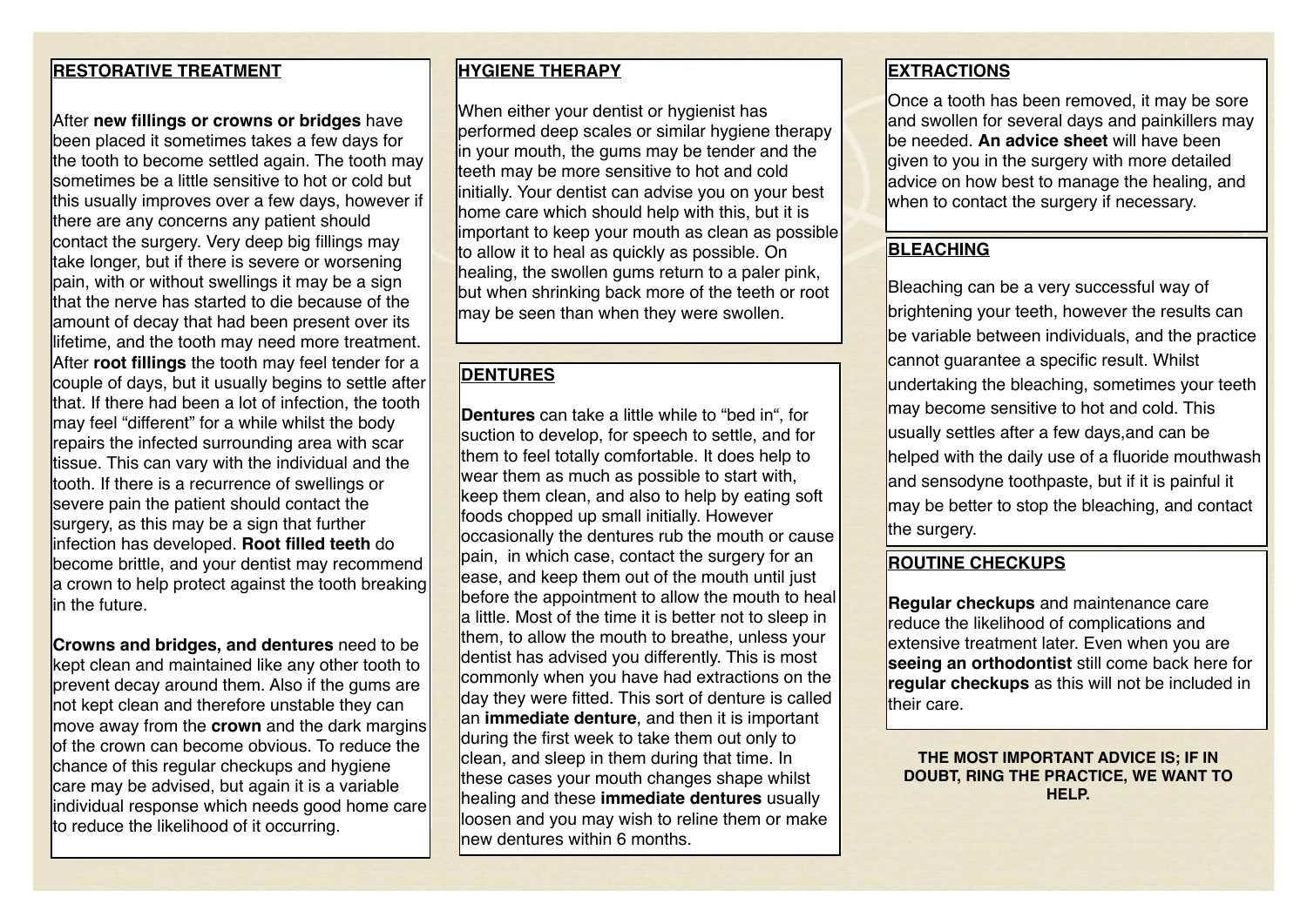## RESTORATIVE TREATMENT

After **new fillings or crowns or bridges** have been placed it sometimes takes a few days for the tooth to become settled again. The tooth may sometimes be a little sensitive to hot or cold but this usually improves over a few days, however if there are any concerns any patient should contact the surgery. Very deep big fillings may take longer, but if there is severe or worsening pain, with or without swellings it may be a sign that the nerve has started to die because of the amount of decay that had been present over its lifetime, and the tooth may need more treatment. After **root fillings** the tooth may feel tender for a couple of days, but it usually begins to settle after that. If there had been a lot of infection, the tooth may feel "different" for a while whilst the body repairs the infected surrounding area with scar tissue. This can vary with the individual and the tooth. If there is a recurrence of swellings or severe pain the patient should contact the surgery, as this may be a sign that further infection has developed. **Root filled teeth** do become brittle, and your dentist may recommend a crown to help protect against the tooth breaking in the future.

**Crowns and bridges, and dentures** need to be kept clean and maintained like any other tooth to prevent decay around them. Also if the gums are not kept clean and therefore unstable they can move away from the **crown** and the dark margins of the crown can become obvious. To reduce the chance of this regular checkups and hygiene care may be advised, but again it is a variable individual response which needs good home care to reduce the likelihood of it occurring.

## HYGIENE THERAPY

When either your dentist or hygienist has performed deep scales or similar hygiene therapy in your mouth, the gums may be tender and the teeth may be more sensitive to hot and cold initially. Your dentist can advise you on your best home care which should help with this, but it is important to keep your mouth as clean as possible to allow it to heal as quickly as possible. On healing, the swollen gums return to a paler pink, but when shrinking back more of the teeth or root may be seen than when they were swollen.

## DENTURES

**Dentures** can take a little while to "bed in", for suction to develop, for speech to settle, and for them to feel totally comfortable. It does help to wear them as much as possible to start with, keep them clean, and also to help by eating soft foods chopped up small initially. However occasionally the dentures rub the mouth or cause pain, in which case, contact the surgery for an ease, and keep them out of the mouth until just before the appointment to allow the mouth to heal a little. Most of the time it is better not to sleep in them, to allow the mouth to breathe, unless your dentist has advised you differently. This is most commonly when you have had extractions on the day they were fitted. This sort of denture is called an **immediate denture**, and then it is important during the first week to take them out only to clean, and sleep in them during that time. In these cases your mouth changes shape whilst healing and these **immediate dentures** usually loosen and you may wish to reline them or make new dentures within 6 months.

## EXTRACTIONS

Once a tooth has been removed, it may be sore and swollen for several days and painkillers may be needed. **An advice sheet** will have been given to you in the surgery with more detailed advice on how best to manage the healing, and when to contact the surgery if necessary.

## BLEACHING

Bleaching can be a very successful way of brightening your teeth, however the results can be variable between individuals, and the practice cannot guarantee a specific result. Whilst undertaking the bleaching, sometimes your teeth may become sensitive to hot and cold. This usually settles after a few days,and can be helped with the daily use of a fluoride mouthwash and sensodyne toothpaste, but if it is painful it may be better to stop the bleaching, and contact the surgery.

## ROUTINE CHECKUPS

**Regular checkups** and maintenance care reduce the likelihood of complications and extensive treatment later. Even when you are **seeing an orthodontist** still come back here for **regular checkups** as this will not be included in their care.

**THE MOST IMPORTANT ADVICE IS; IF IN DOUBT, RING THE PRACTICE, WE WANT TO HELP.**